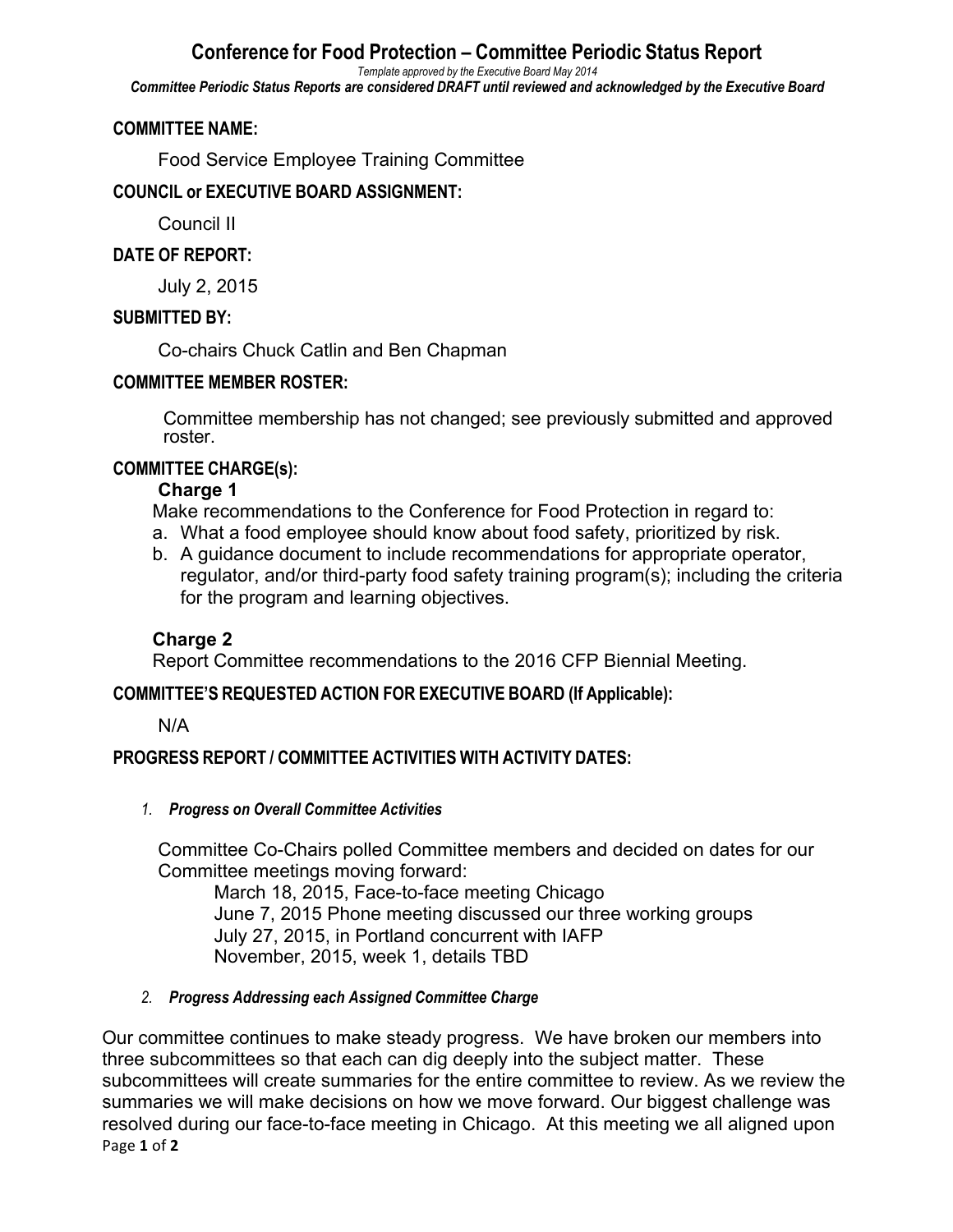# Conference for Food Protection – Committee Periodic Status Report

*Template approved by the Executive Board May 2014*

***Committee Periodic Status Reports are considered DRAFT until reviewed and acknowledged by the Executive Board***

## COMMITTEE NAME:

Food Service Employee Training Committee

## COUNCIL or EXECUTIVE BOARD ASSIGNMENT:

Council II

## DATE OF REPORT:

July 2, 2015

## SUBMITTED BY:

Co-chairs Chuck Catlin and Ben Chapman

## COMMITTEE MEMBER ROSTER:

Committee membership has not changed; see previously submitted and approved roster.

## COMMITTEE CHARGE(s):

**Charge 1**

Make recommendations to the Conference for Food Protection in regard to:

a. What a food employee should know about food safety, prioritized by risk.
b. A guidance document to include recommendations for appropriate operator, regulator, and/or third-party food safety training program(s); including the criteria for the program and learning objectives.

**Charge 2**

Report Committee recommendations to the 2016 CFP Biennial Meeting.

## COMMITTEE'S REQUESTED ACTION FOR EXECUTIVE BOARD (If Applicable):

N/A

## PROGRESS REPORT / COMMITTEE ACTIVITIES WITH ACTIVITY DATES:

1. ***Progress on Overall Committee Activities***

Committee Co-Chairs polled Committee members and decided on dates for our Committee meetings moving forward:

- March 18, 2015, Face-to-face meeting Chicago
- June 7, 2015 Phone meeting discussed our three working groups
- July 27, 2015, in Portland concurrent with IAFP
- November, 2015, week 1, details TBD

2. ***Progress Addressing each Assigned Committee Charge***

Our committee continues to make steady progress. We have broken our members into three subcommittees so that each can dig deeply into the subject matter. These subcommittees will create summaries for the entire committee to review. As we review the summaries we will make decisions on how we move forward. Our biggest challenge was resolved during our face-to-face meeting in Chicago. At this meeting we all aligned upon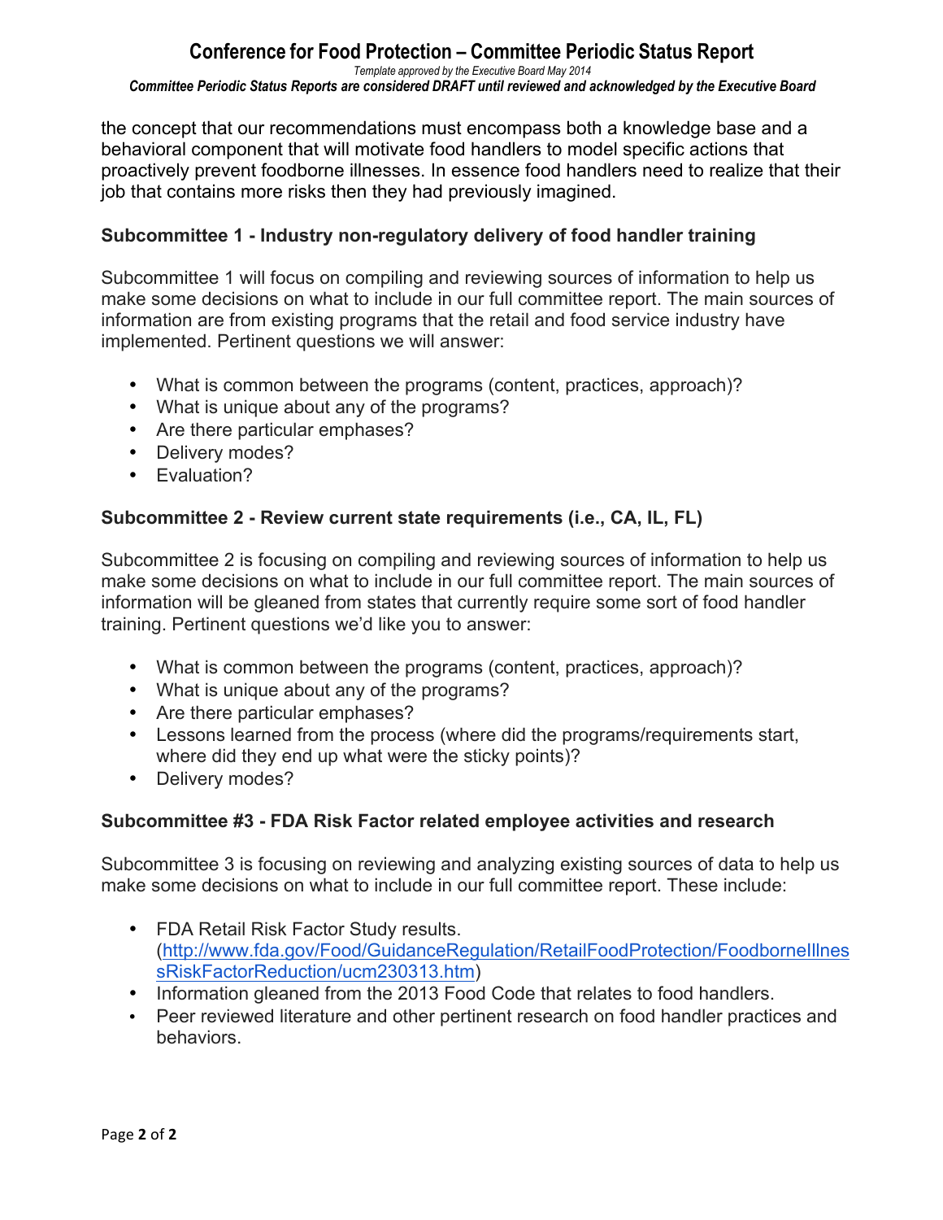the concept that our recommendations must encompass both a knowledge base and a behavioral component that will motivate food handlers to model specific actions that proactively prevent foodborne illnesses. In essence food handlers need to realize that their job that contains more risks then they had previously imagined.

**Subcommittee 1 - Industry non-regulatory delivery of food handler training**

Subcommittee 1 will focus on compiling and reviewing sources of information to help us make some decisions on what to include in our full committee report. The main sources of information are from existing programs that the retail and food service industry have implemented. Pertinent questions we will answer:

- What is common between the programs (content, practices, approach)?
- What is unique about any of the programs?
- Are there particular emphases?
- Delivery modes?
- Evaluation?

**Subcommittee 2 - Review current state requirements (i.e., CA, IL, FL)**

Subcommittee 2 is focusing on compiling and reviewing sources of information to help us make some decisions on what to include in our full committee report. The main sources of information will be gleaned from states that currently require some sort of food handler training. Pertinent questions we'd like you to answer:

- What is common between the programs (content, practices, approach)?
- What is unique about any of the programs?
- Are there particular emphases?
- Lessons learned from the process (where did the programs/requirements start, where did they end up what were the sticky points)?
- Delivery modes?

**Subcommittee #3 - FDA Risk Factor related employee activities and research**

Subcommittee 3 is focusing on reviewing and analyzing existing sources of data to help us make some decisions on what to include in our full committee report. These include:

- FDA Retail Risk Factor Study results. (http://www.fda.gov/Food/GuidanceRegulation/RetailFoodProtection/FoodborneIllnessRiskFactorReduction/ucm230313.htm)
- Information gleaned from the 2013 Food Code that relates to food handlers.
- Peer reviewed literature and other pertinent research on food handler practices and behaviors.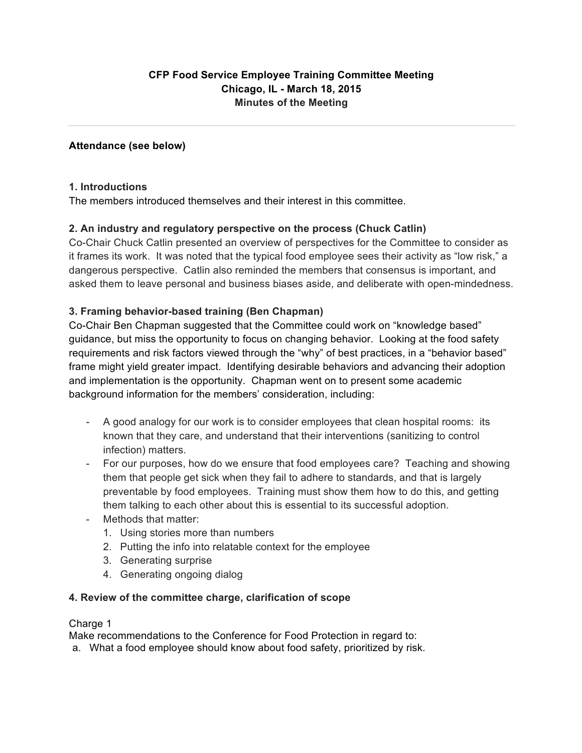**CFP Food Service Employee Training Committee Meeting**
**Chicago, IL - March 18, 2015**
**Minutes of the Meeting**

---

**Attendance (see below)**

**1. Introductions**

The members introduced themselves and their interest in this committee.

**2. An industry and regulatory perspective on the process (Chuck Catlin)**

Co-Chair Chuck Catlin presented an overview of perspectives for the Committee to consider as it frames its work. It was noted that the typical food employee sees their activity as "low risk," a dangerous perspective. Catlin also reminded the members that consensus is important, and asked them to leave personal and business biases aside, and deliberate with open-mindedness.

**3. Framing behavior-based training (Ben Chapman)**

Co-Chair Ben Chapman suggested that the Committee could work on "knowledge based" guidance, but miss the opportunity to focus on changing behavior. Looking at the food safety requirements and risk factors viewed through the "why" of best practices, in a "behavior based" frame might yield greater impact. Identifying desirable behaviors and advancing their adoption and implementation is the opportunity. Chapman went on to present some academic background information for the members' consideration, including:

- A good analogy for our work is to consider employees that clean hospital rooms: its known that they care, and understand that their interventions (sanitizing to control infection) matters.
- For our purposes, how do we ensure that food employees care? Teaching and showing them that people get sick when they fail to adhere to standards, and that is largely preventable by food employees. Training must show them how to do this, and getting them talking to each other about this is essential to its successful adoption.
- Methods that matter:
  1. Using stories more than numbers
  2. Putting the info into relatable context for the employee
  3. Generating surprise
  4. Generating ongoing dialog

**4. Review of the committee charge, clarification of scope**

Charge 1

Make recommendations to the Conference for Food Protection in regard to:

a. What a food employee should know about food safety, prioritized by risk.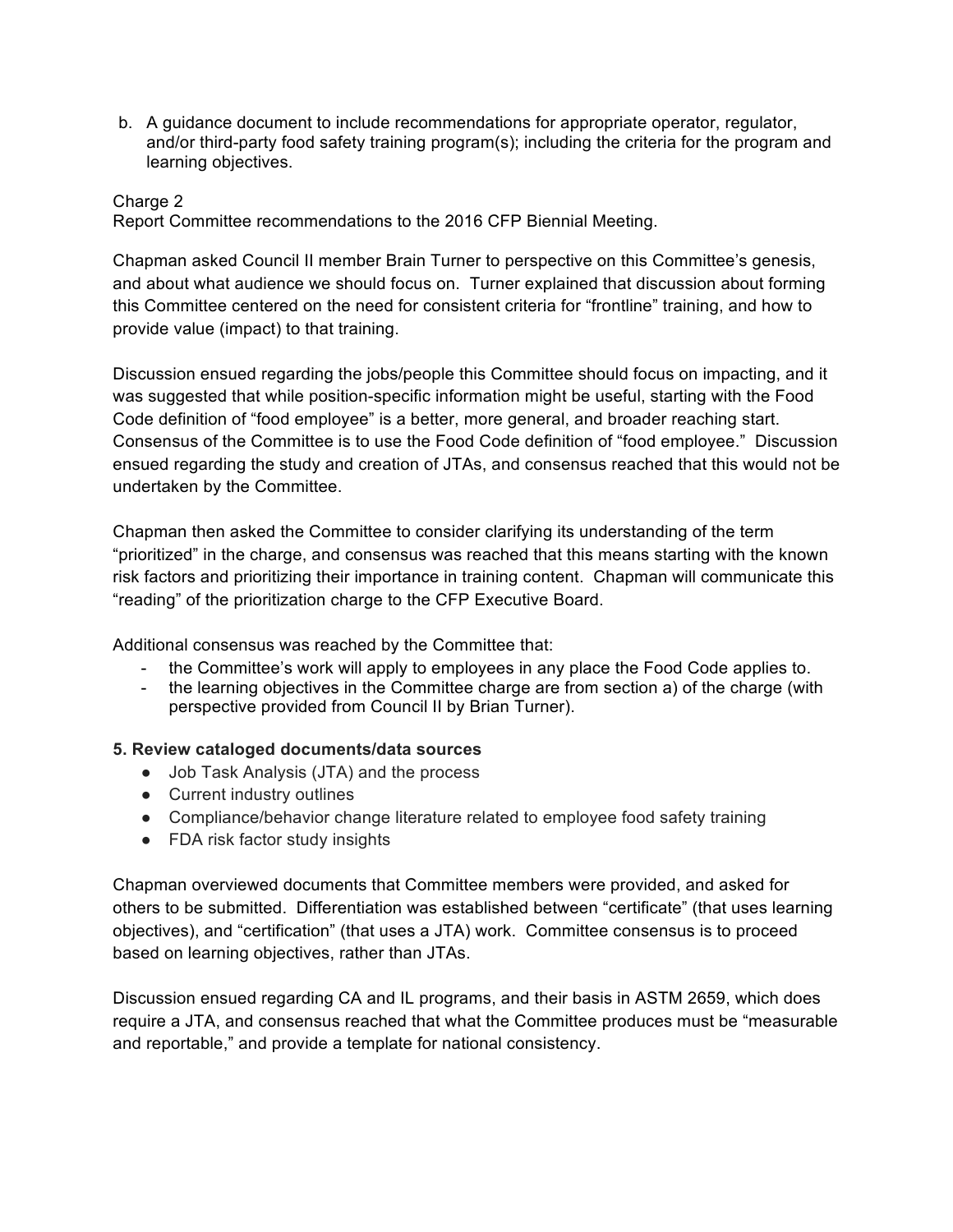b. A guidance document to include recommendations for appropriate operator, regulator, and/or third-party food safety training program(s); including the criteria for the program and learning objectives.

Charge 2
Report Committee recommendations to the 2016 CFP Biennial Meeting.

Chapman asked Council II member Brain Turner to perspective on this Committee's genesis, and about what audience we should focus on. Turner explained that discussion about forming this Committee centered on the need for consistent criteria for "frontline" training, and how to provide value (impact) to that training.

Discussion ensued regarding the jobs/people this Committee should focus on impacting, and it was suggested that while position-specific information might be useful, starting with the Food Code definition of "food employee" is a better, more general, and broader reaching start. Consensus of the Committee is to use the Food Code definition of "food employee." Discussion ensued regarding the study and creation of JTAs, and consensus reached that this would not be undertaken by the Committee.

Chapman then asked the Committee to consider clarifying its understanding of the term "prioritized" in the charge, and consensus was reached that this means starting with the known risk factors and prioritizing their importance in training content. Chapman will communicate this "reading" of the prioritization charge to the CFP Executive Board.

Additional consensus was reached by the Committee that:

- the Committee's work will apply to employees in any place the Food Code applies to.
- the learning objectives in the Committee charge are from section a) of the charge (with perspective provided from Council II by Brian Turner).

**5. Review cataloged documents/data sources**

- Job Task Analysis (JTA) and the process
- Current industry outlines
- Compliance/behavior change literature related to employee food safety training
- FDA risk factor study insights

Chapman overviewed documents that Committee members were provided, and asked for others to be submitted. Differentiation was established between "certificate" (that uses learning objectives), and "certification" (that uses a JTA) work. Committee consensus is to proceed based on learning objectives, rather than JTAs.

Discussion ensued regarding CA and IL programs, and their basis in ASTM 2659, which does require a JTA, and consensus reached that what the Committee produces must be "measurable and reportable," and provide a template for national consistency.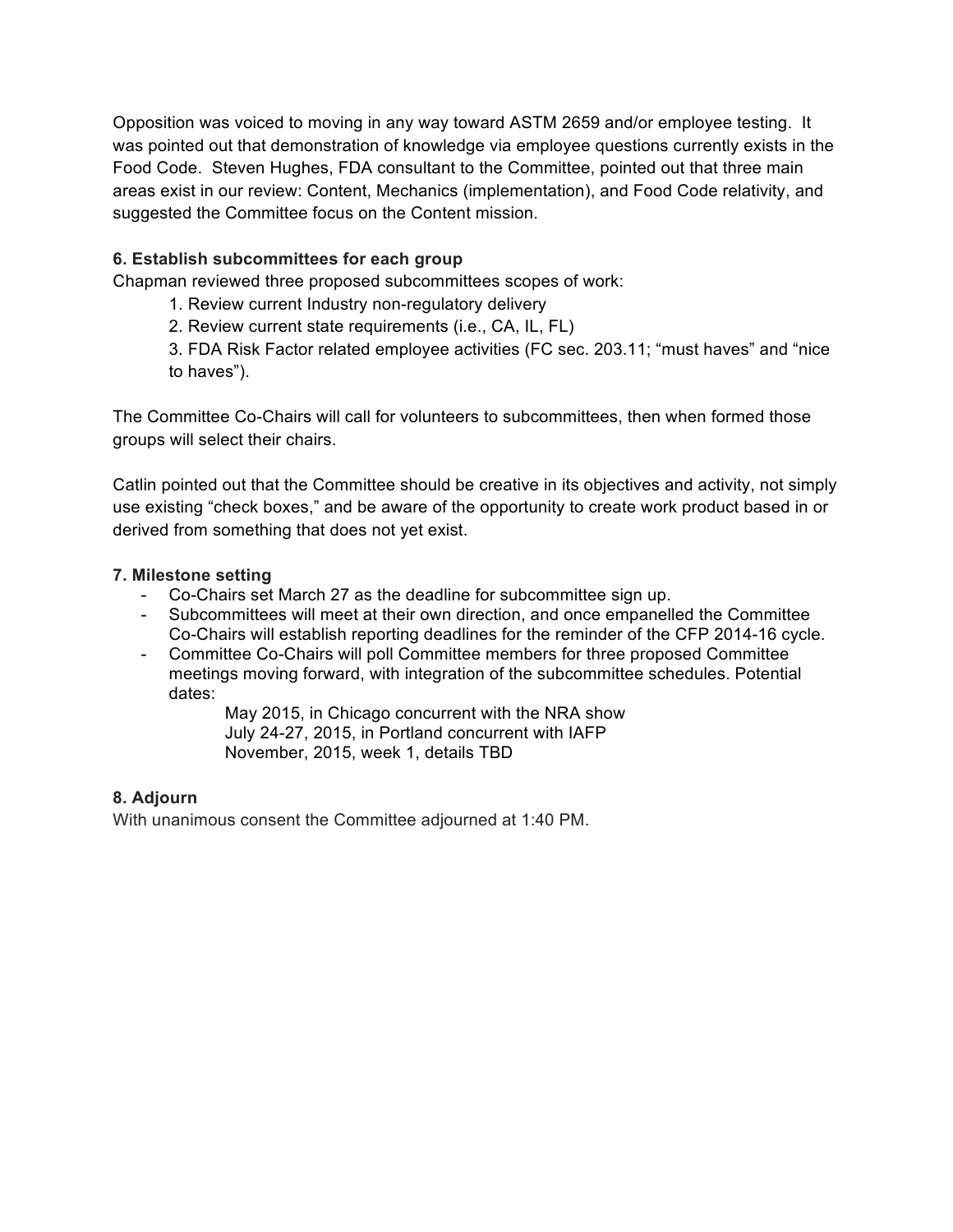Opposition was voiced to moving in any way toward ASTM 2659 and/or employee testing. It was pointed out that demonstration of knowledge via employee questions currently exists in the Food Code. Steven Hughes, FDA consultant to the Committee, pointed out that three main areas exist in our review: Content, Mechanics (implementation), and Food Code relativity, and suggested the Committee focus on the Content mission.

**6. Establish subcommittees for each group**

Chapman reviewed three proposed subcommittees scopes of work:

1. Review current Industry non-regulatory delivery
2. Review current state requirements (i.e., CA, IL, FL)
3. FDA Risk Factor related employee activities (FC sec. 203.11; "must haves" and "nice to haves").

The Committee Co-Chairs will call for volunteers to subcommittees, then when formed those groups will select their chairs.

Catlin pointed out that the Committee should be creative in its objectives and activity, not simply use existing "check boxes," and be aware of the opportunity to create work product based in or derived from something that does not yet exist.

**7. Milestone setting**

- Co-Chairs set March 27 as the deadline for subcommittee sign up.
- Subcommittees will meet at their own direction, and once empanelled the Committee Co-Chairs will establish reporting deadlines for the reminder of the CFP 2014-16 cycle.
- Committee Co-Chairs will poll Committee members for three proposed Committee meetings moving forward, with integration of the subcommittee schedules. Potential dates:

  May 2015, in Chicago concurrent with the NRA show
  July 24-27, 2015, in Portland concurrent with IAFP
  November, 2015, week 1, details TBD

**8. Adjourn**

With unanimous consent the Committee adjourned at 1:40 PM.